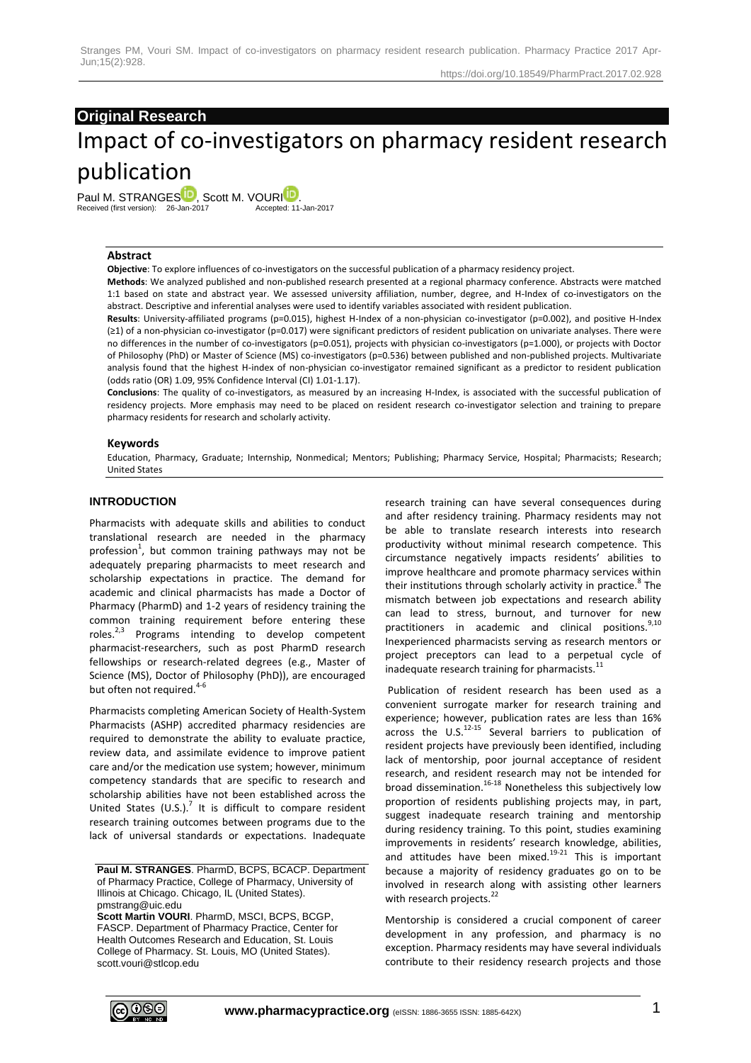**Original Research**

# Impact of co-investigators on pharmacy resident research publication

Paul M. STRANGES, Scott M. VOURI.

Received (first version): 26-Jan-2017 Accepted: 11-Jan-2017

## Abstract

**Objective**: To explore influences of co-investigators on the successful publication of a pharmacy residency project.

**Methods**: We analyzed published and non-published research presented at a regional pharmacy conference. Abstracts were matched 1:1 based on state and abstract year. We assessed university affiliation, number, degree, and H-Index of co-investigators on the abstract. Descriptive and inferential analyses were used to identify variables associated with resident publication.

**Results**: University-affiliated programs (p=0.015), highest H-Index of a non-physician co-investigator (p=0.002), and positive H-Index (≥1) of a non-physician co-investigator (p=0.017) were significant predictors of resident publication on univariate analyses. There were no differences in the number of co-investigators (p=0.051), projects with physician co-investigators (p=1.000), or projects with Doctor of Philosophy (PhD) or Master of Science (MS) co-investigators (p=0.536) between published and non-published projects. Multivariate analysis found that the highest H-index of non-physician co-investigator remained significant as a predictor to resident publication (odds ratio (OR) 1.09, 95% Confidence Interval (CI) 1.01-1.17).

**Conclusions**: The quality of co-investigators, as measured by an increasing H-Index, is associated with the successful publication of residency projects. More emphasis may need to be placed on resident research co-investigator selection and training to prepare pharmacy residents for research and scholarly activity.

## Keywords

Education, Pharmacy, Graduate; Internship, Nonmedical; Mentors; Publishing; Pharmacy Service, Hospital; Pharmacists; Research; United States

## INTRODUCTION

Pharmacists with adequate skills and abilities to conduct translational research are needed in the pharmacy profession[1], but common training pathways may not be adequately preparing pharmacists to meet research and scholarship expectations in practice. The demand for academic and clinical pharmacists has made a Doctor of Pharmacy (PharmD) and 1-2 years of residency training the common training requirement before entering these roles.[2,3] Programs intending to develop competent pharmacist-researchers, such as post PharmD research fellowships or research-related degrees (e.g., Master of Science (MS), Doctor of Philosophy (PhD)), are encouraged but often not required.[4-6]

Pharmacists completing American Society of Health-System Pharmacists (ASHP) accredited pharmacy residencies are required to demonstrate the ability to evaluate practice, review data, and assimilate evidence to improve patient care and/or the medication use system; however, minimum competency standards that are specific to research and scholarship abilities have not been established across the United States (U.S.).[7] It is difficult to compare resident research training outcomes between programs due to the lack of universal standards or expectations. Inadequate research training can have several consequences during and after residency training. Pharmacy residents may not be able to translate research interests into research productivity without minimal research competence. This circumstance negatively impacts residents' abilities to improve healthcare and promote pharmacy services within their institutions through scholarly activity in practice.[8] The mismatch between job expectations and research ability can lead to stress, burnout, and turnover for new practitioners in academic and clinical positions.[9,10] Inexperienced pharmacists serving as research mentors or project preceptors can lead to a perpetual cycle of inadequate research training for pharmacists.[11]

Publication of resident research has been used as a convenient surrogate marker for research training and experience; however, publication rates are less than 16% across the U.S.[12-15] Several barriers to publication of resident projects have previously been identified, including lack of mentorship, poor journal acceptance of resident research, and resident research may not be intended for broad dissemination.[16-18] Nonetheless this subjectively low proportion of residents publishing projects may, in part, suggest inadequate research training and mentorship during residency training. To this point, studies examining improvements in residents' research knowledge, abilities, and attitudes have been mixed.[19-21] This is important because a majority of residency graduates go on to be involved in research along with assisting other learners with research projects.[22]

Mentorship is considered a crucial component of career development in any profession, and pharmacy is no exception. Pharmacy residents may have several individuals contribute to their residency research projects and those

---

**Paul M. STRANGES**. PharmD, BCPS, BCACP. Department of Pharmacy Practice, College of Pharmacy, University of Illinois at Chicago. Chicago, IL (United States). pmstrang@uic.edu

**Scott Martin VOURI**. PharmD, MSCI, BCPS, BCGP, FASCP. Department of Pharmacy Practice, Center for Health Outcomes Research and Education, St. Louis College of Pharmacy. St. Louis, MO (United States). scott.vouri@stlcop.edu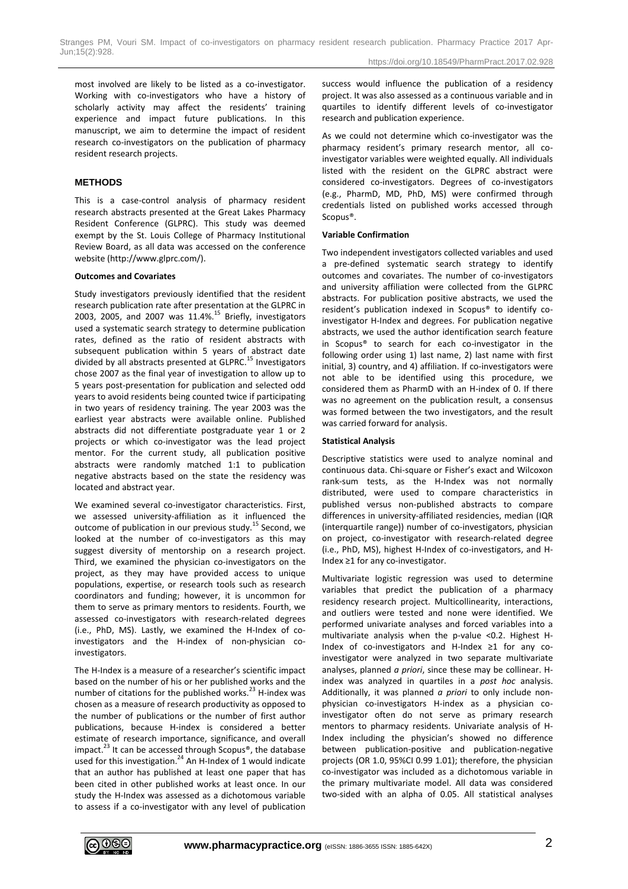most involved are likely to be listed as a co-investigator. Working with co-investigators who have a history of scholarly activity may affect the residents' training experience and impact future publications. In this manuscript, we aim to determine the impact of resident research co-investigators on the publication of pharmacy resident research projects.

## METHODS

This is a case-control analysis of pharmacy resident research abstracts presented at the Great Lakes Pharmacy Resident Conference (GLPRC). This study was deemed exempt by the St. Louis College of Pharmacy Institutional Review Board, as all data was accessed on the conference website (http://www.glprc.com/).

### Outcomes and Covariates

Study investigators previously identified that the resident research publication rate after presentation at the GLPRC in 2003, 2005, and 2007 was 11.4%.[15] Briefly, investigators used a systematic search strategy to determine publication rates, defined as the ratio of resident abstracts with subsequent publication within 5 years of abstract date divided by all abstracts presented at GLPRC.[15] Investigators chose 2007 as the final year of investigation to allow up to 5 years post-presentation for publication and selected odd years to avoid residents being counted twice if participating in two years of residency training. The year 2003 was the earliest year abstracts were available online. Published abstracts did not differentiate postgraduate year 1 or 2 projects or which co-investigator was the lead project mentor. For the current study, all publication positive abstracts were randomly matched 1:1 to publication negative abstracts based on the state the residency was located and abstract year.

We examined several co-investigator characteristics. First, we assessed university-affiliation as it influenced the outcome of publication in our previous study.[15] Second, we looked at the number of co-investigators as this may suggest diversity of mentorship on a research project. Third, we examined the physician co-investigators on the project, as they may have provided access to unique populations, expertise, or research tools such as research coordinators and funding; however, it is uncommon for them to serve as primary mentors to residents. Fourth, we assessed co-investigators with research-related degrees (i.e., PhD, MS). Lastly, we examined the H-Index of co-investigators and the H-index of non-physician co-investigators.

The H-Index is a measure of a researcher's scientific impact based on the number of his or her published works and the number of citations for the published works.[23] H-index was chosen as a measure of research productivity as opposed to the number of publications or the number of first author publications, because H-index is considered a better estimate of research importance, significance, and overall impact.[23] It can be accessed through Scopus®, the database used for this investigation.[24] An H-Index of 1 would indicate that an author has published at least one paper that has been cited in other published works at least once. In our study the H-Index was assessed as a dichotomous variable to assess if a co-investigator with any level of publication success would influence the publication of a residency project. It was also assessed as a continuous variable and in quartiles to identify different levels of co-investigator research and publication experience.

As we could not determine which co-investigator was the pharmacy resident's primary research mentor, all co-investigator variables were weighted equally. All individuals listed with the resident on the GLPRC abstract were considered co-investigators. Degrees of co-investigators (e.g., PharmD, MD, PhD, MS) were confirmed through credentials listed on published works accessed through Scopus®.

### Variable Confirmation

Two independent investigators collected variables and used a pre-defined systematic search strategy to identify outcomes and covariates. The number of co-investigators and university affiliation were collected from the GLPRC abstracts. For publication positive abstracts, we used the resident's publication indexed in Scopus® to identify co-investigator H-Index and degrees. For publication negative abstracts, we used the author identification search feature in Scopus® to search for each co-investigator in the following order using 1) last name, 2) last name with first initial, 3) country, and 4) affiliation. If co-investigators were not able to be identified using this procedure, we considered them as PharmD with an H-index of 0. If there was no agreement on the publication result, a consensus was formed between the two investigators, and the result was carried forward for analysis.

### Statistical Analysis

Descriptive statistics were used to analyze nominal and continuous data. Chi-square or Fisher's exact and Wilcoxon rank-sum tests, as the H-Index was not normally distributed, were used to compare characteristics in published versus non-published abstracts to compare differences in university-affiliated residencies, median (IQR (interquartile range)) number of co-investigators, physician on project, co-investigator with research-related degree (i.e., PhD, MS), highest H-Index of co-investigators, and H-Index ≥1 for any co-investigator.

Multivariate logistic regression was used to determine variables that predict the publication of a pharmacy residency research project. Multicollinearity, interactions, and outliers were tested and none were identified. We performed univariate analyses and forced variables into a multivariate analysis when the p-value <0.2. Highest H-Index of co-investigators and H-Index ≥1 for any co-investigator were analyzed in two separate multivariate analyses, planned *a priori*, since these may be collinear. H-index was analyzed in quartiles in a *post hoc* analysis. Additionally, it was planned *a priori* to only include non-physician co-investigators H-index as a physician co-investigator often do not serve as primary research mentors to pharmacy residents. Univariate analysis of H-Index including the physician's showed no difference between publication-positive and publication-negative projects (OR 1.0, 95%CI 0.99 1.01); therefore, the physician co-investigator was included as a dichotomous variable in the primary multivariate model. All data was considered two-sided with an alpha of 0.05. All statistical analyses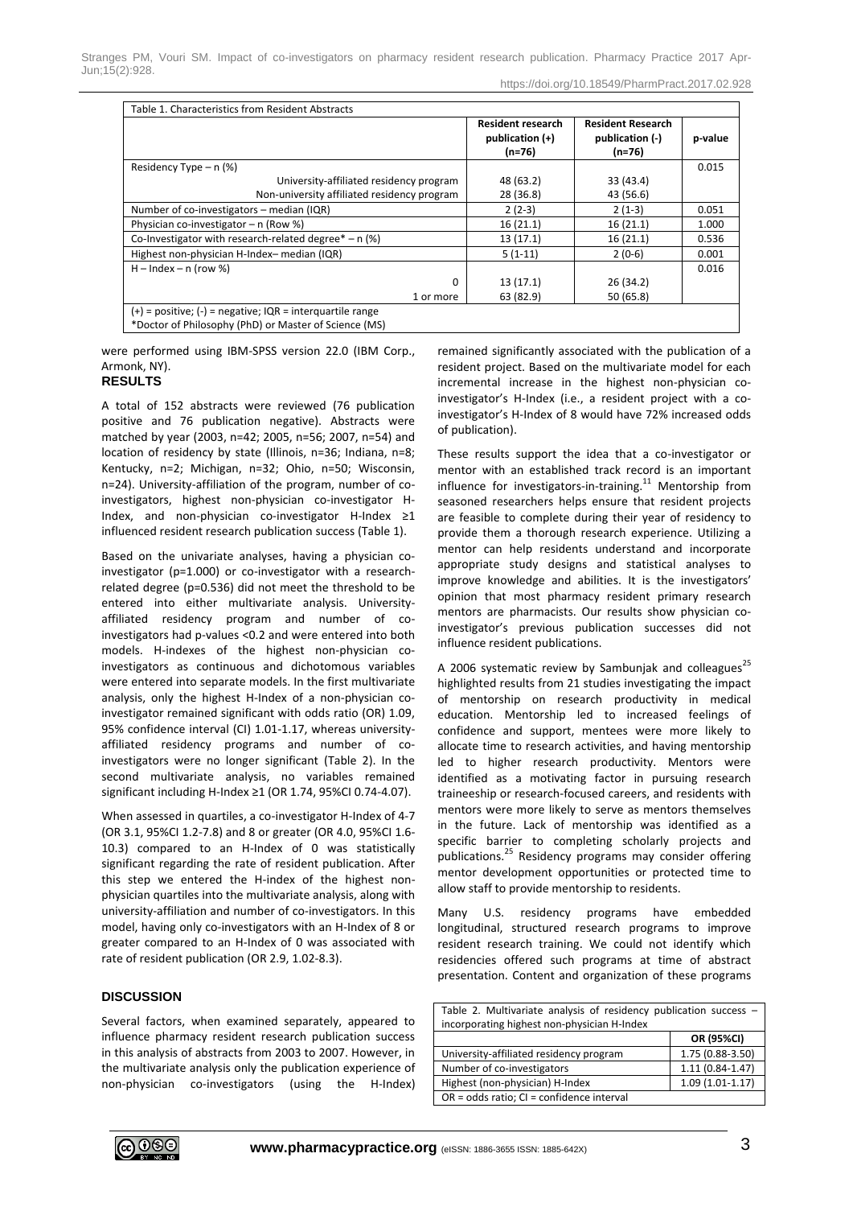Table 1. Characteristics from Resident Abstracts

| | Resident research publication (+) (n=76) | Resident Research publication (-) (n=76) | p-value |
|---|---|---|---|
| Residency Type – n (%) | | | 0.015 |
| University-affiliated residency program | 48 (63.2) | 33 (43.4) | |
| Non-university affiliated residency program | 28 (36.8) | 43 (56.6) | |
| Number of co-investigators – median (IQR) | 2 (2-3) | 2 (1-3) | 0.051 |
| Physician co-investigator – n (Row %) | 16 (21.1) | 16 (21.1) | 1.000 |
| Co-Investigator with research-related degree* – n (%) | 13 (17.1) | 16 (21.1) | 0.536 |
| Highest non-physician H-Index– median (IQR) | 5 (1-11) | 2 (0-6) | 0.001 |
| H – Index – n (row %) | | | 0.016 |
| 0 | 13 (17.1) | 26 (34.2) | |
| 1 or more | 63 (82.9) | 50 (65.8) | |

(+) = positive; (-) = negative; IQR = interquartile range
*Doctor of Philosophy (PhD) or Master of Science (MS)

were performed using IBM-SPSS version 22.0 (IBM Corp., Armonk, NY).

## RESULTS

A total of 152 abstracts were reviewed (76 publication positive and 76 publication negative). Abstracts were matched by year (2003, n=42; 2005, n=56; 2007, n=54) and location of residency by state (Illinois, n=36; Indiana, n=8; Kentucky, n=2; Michigan, n=32; Ohio, n=50; Wisconsin, n=24). University-affiliation of the program, number of co-investigators, highest non-physician co-investigator H-Index, and non-physician co-investigator H-Index ≥1 influenced resident research publication success (Table 1).

Based on the univariate analyses, having a physician co-investigator (p=1.000) or co-investigator with a research-related degree (p=0.536) did not meet the threshold to be entered into either multivariate analysis. University-affiliated residency program and number of co-investigators had p-values <0.2 and were entered into both models. H-indexes of the highest non-physician co-investigators as continuous and dichotomous variables were entered into separate models. In the first multivariate analysis, only the highest H-Index of a non-physician co-investigator remained significant with odds ratio (OR) 1.09, 95% confidence interval (CI) 1.01-1.17, whereas university-affiliated residency programs and number of co-investigators were no longer significant (Table 2). In the second multivariate analysis, no variables remained significant including H-Index ≥1 (OR 1.74, 95%CI 0.74-4.07).

When assessed in quartiles, a co-investigator H-Index of 4-7 (OR 3.1, 95%CI 1.2-7.8) and 8 or greater (OR 4.0, 95%CI 1.6-10.3) compared to an H-Index of 0 was statistically significant regarding the rate of resident publication. After this step we entered the H-index of the highest non-physician quartiles into the multivariate analysis, along with university-affiliation and number of co-investigators. In this model, having only co-investigators with an H-Index of 8 or greater compared to an H-Index of 0 was associated with rate of resident publication (OR 2.9, 1.02-8.3).

## DISCUSSION

Several factors, when examined separately, appeared to influence pharmacy resident research publication success in this analysis of abstracts from 2003 to 2007. However, in the multivariate analysis only the publication experience of non-physician co-investigators (using the H-Index) remained significantly associated with the publication of a resident project. Based on the multivariate model for each incremental increase in the highest non-physician co-investigator's H-Index (i.e., a resident project with a co-investigator's H-Index of 8 would have 72% increased odds of publication).

These results support the idea that a co-investigator or mentor with an established track record is an important influence for investigators-in-training.[11] Mentorship from seasoned researchers helps ensure that resident projects are feasible to complete during their year of residency to provide them a thorough research experience. Utilizing a mentor can help residents understand and incorporate appropriate study designs and statistical analyses to improve knowledge and abilities. It is the investigators' opinion that most pharmacy resident primary research mentors are pharmacists. Our results show physician co-investigator's previous publication successes did not influence resident publications.

A 2006 systematic review by Sambunjak and colleagues[25] highlighted results from 21 studies investigating the impact of mentorship on research productivity in medical education. Mentorship led to increased feelings of confidence and support, mentees were more likely to allocate time to research activities, and having mentorship led to higher research productivity. Mentors were identified as a motivating factor in pursuing research traineeship or research-focused careers, and residents with mentors were more likely to serve as mentors themselves in the future. Lack of mentorship was identified as a specific barrier to completing scholarly projects and publications.[25] Residency programs may consider offering mentor development opportunities or protected time to allow staff to provide mentorship to residents.

Many U.S. residency programs have embedded longitudinal, structured research programs to improve resident research training. We could not identify which residencies offered such programs at time of abstract presentation. Content and organization of these programs

Table 2. Multivariate analysis of residency publication success – incorporating highest non-physician H-Index

| | OR (95%CI) |
|---|---|
| University-affiliated residency program | 1.75 (0.88-3.50) |
| Number of co-investigators | 1.11 (0.84-1.47) |
| Highest (non-physician) H-Index | 1.09 (1.01-1.17) |

OR = odds ratio; CI = confidence interval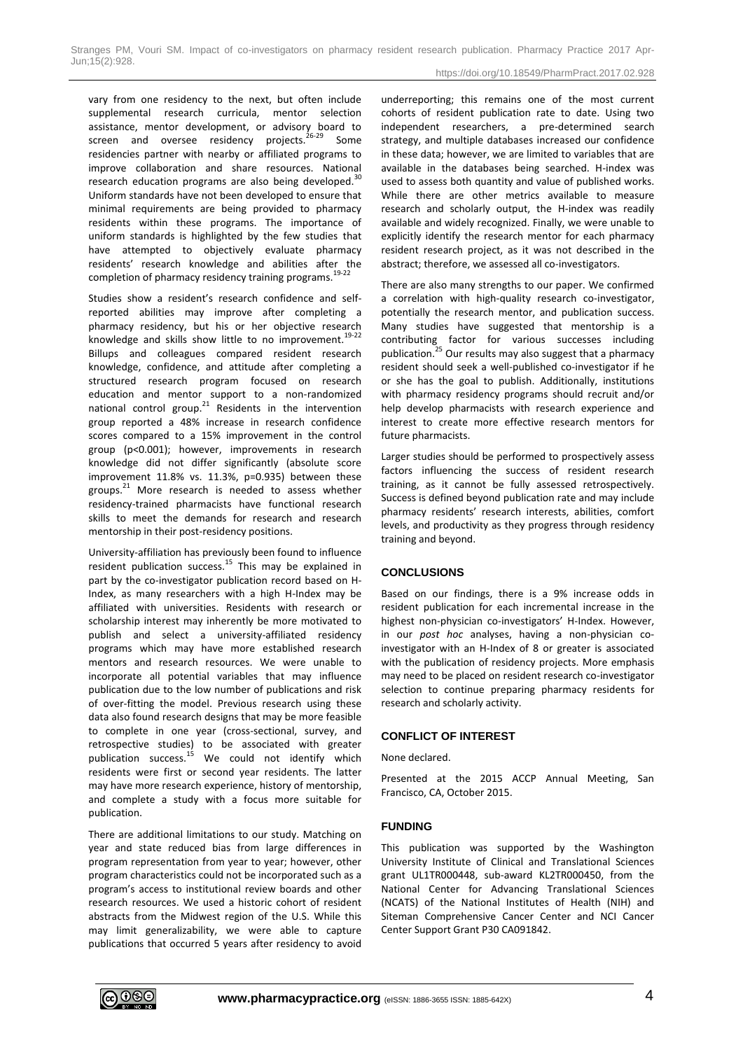vary from one residency to the next, but often include supplemental research curricula, mentor selection assistance, mentor development, or advisory board to screen and oversee residency projects.[26-29] Some residencies partner with nearby or affiliated programs to improve collaboration and share resources. National research education programs are also being developed.[30] Uniform standards have not been developed to ensure that minimal requirements are being provided to pharmacy residents within these programs. The importance of uniform standards is highlighted by the few studies that have attempted to objectively evaluate pharmacy residents' research knowledge and abilities after the completion of pharmacy residency training programs.[19-22]

Studies show a resident's research confidence and self-reported abilities may improve after completing a pharmacy residency, but his or her objective research knowledge and skills show little to no improvement.[19-22] Billups and colleagues compared resident research knowledge, confidence, and attitude after completing a structured research program focused on research education and mentor support to a non-randomized national control group.[21] Residents in the intervention group reported a 48% increase in research confidence scores compared to a 15% improvement in the control group ($p<0.001$); however, improvements in research knowledge did not differ significantly (absolute score improvement 11.8% vs. 11.3%, $p=0.935$) between these groups.[21] More research is needed to assess whether residency-trained pharmacists have functional research skills to meet the demands for research and research mentorship in their post-residency positions.

University-affiliation has previously been found to influence resident publication success.[15] This may be explained in part by the co-investigator publication record based on H-Index, as many researchers with a high H-Index may be affiliated with universities. Residents with research or scholarship interest may inherently be more motivated to publish and select a university-affiliated residency programs which may have more established research mentors and research resources. We were unable to incorporate all potential variables that may influence publication due to the low number of publications and risk of over-fitting the model. Previous research using these data also found research designs that may be more feasible to complete in one year (cross-sectional, survey, and retrospective studies) to be associated with greater publication success.[15] We could not identify which residents were first or second year residents. The latter may have more research experience, history of mentorship, and complete a study with a focus more suitable for publication.

There are additional limitations to our study. Matching on year and state reduced bias from large differences in program representation from year to year; however, other program characteristics could not be incorporated such as a program's access to institutional review boards and other research resources. We used a historic cohort of resident abstracts from the Midwest region of the U.S. While this may limit generalizability, we were able to capture publications that occurred 5 years after residency to avoid underreporting; this remains one of the most current cohorts of resident publication rate to date. Using two independent researchers, a pre-determined search strategy, and multiple databases increased our confidence in these data; however, we are limited to variables that are available in the databases being searched. H-index was used to assess both quantity and value of published works. While there are other metrics available to measure research and scholarly output, the H-index was readily available and widely recognized. Finally, we were unable to explicitly identify the research mentor for each pharmacy resident research project, as it was not described in the abstract; therefore, we assessed all co-investigators.

There are also many strengths to our paper. We confirmed a correlation with high-quality research co-investigator, potentially the research mentor, and publication success. Many studies have suggested that mentorship is a contributing factor for various successes including publication.[25] Our results may also suggest that a pharmacy resident should seek a well-published co-investigator if he or she has the goal to publish. Additionally, institutions with pharmacy residency programs should recruit and/or help develop pharmacists with research experience and interest to create more effective research mentors for future pharmacists.

Larger studies should be performed to prospectively assess factors influencing the success of resident research training, as it cannot be fully assessed retrospectively. Success is defined beyond publication rate and may include pharmacy residents' research interests, abilities, comfort levels, and productivity as they progress through residency training and beyond.

## CONCLUSIONS

Based on our findings, there is a 9% increase odds in resident publication for each incremental increase in the highest non-physician co-investigators' H-Index. However, in our *post hoc* analyses, having a non-physician co-investigator with an H-Index of 8 or greater is associated with the publication of residency projects. More emphasis may need to be placed on resident research co-investigator selection to continue preparing pharmacy residents for research and scholarly activity.

## CONFLICT OF INTEREST

None declared.

Presented at the 2015 ACCP Annual Meeting, San Francisco, CA, October 2015.

## FUNDING

This publication was supported by the Washington University Institute of Clinical and Translational Sciences grant UL1TR000448, sub-award KL2TR000450, from the National Center for Advancing Translational Sciences (NCATS) of the National Institutes of Health (NIH) and Siteman Comprehensive Cancer Center and NCI Cancer Center Support Grant P30 CA091842.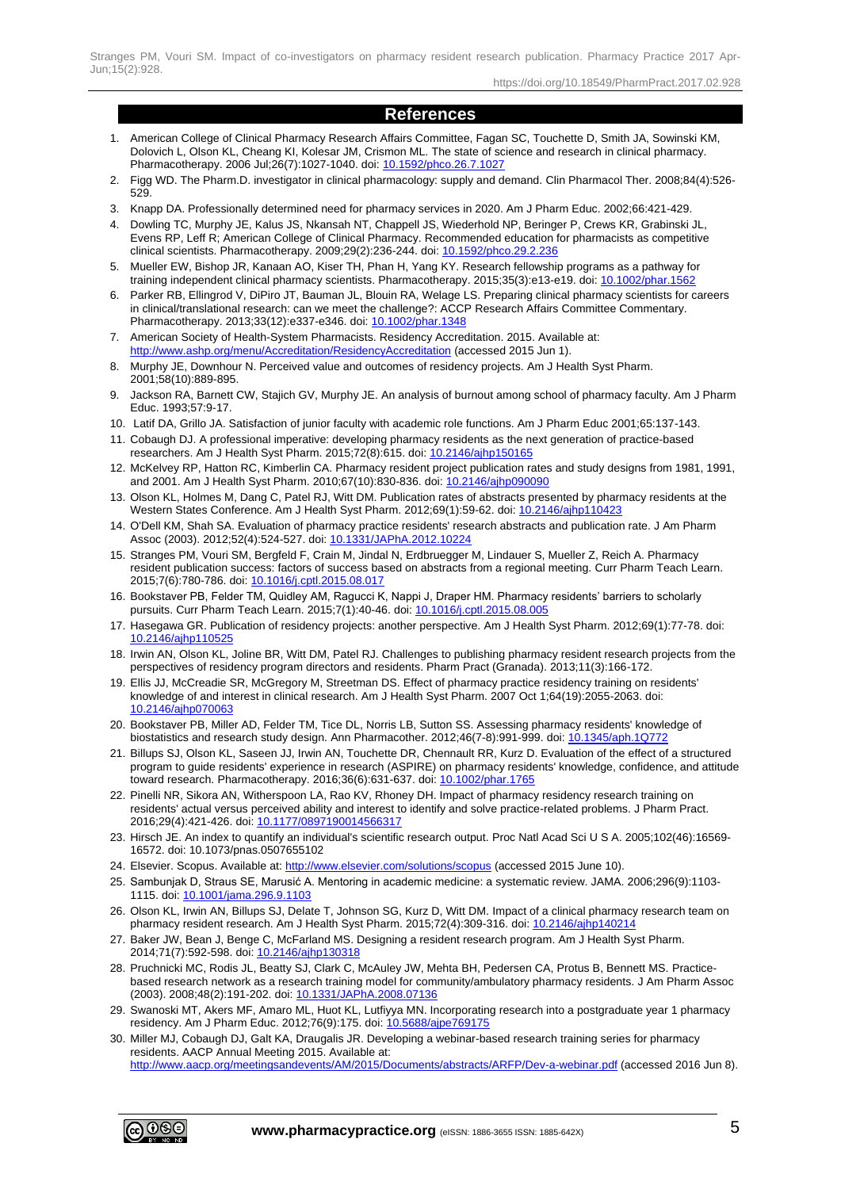## References

1. American College of Clinical Pharmacy Research Affairs Committee, Fagan SC, Touchette D, Smith JA, Sowinski KM, Dolovich L, Olson KL, Cheang KI, Kolesar JM, Crismon ML. The state of science and research in clinical pharmacy. Pharmacotherapy. 2006 Jul;26(7):1027-1040. doi: 10.1592/phco.26.7.1027
2. Figg WD. The Pharm.D. investigator in clinical pharmacology: supply and demand. Clin Pharmacol Ther. 2008;84(4):526-529.
3. Knapp DA. Professionally determined need for pharmacy services in 2020. Am J Pharm Educ. 2002;66:421-429.
4. Dowling TC, Murphy JE, Kalus JS, Nkansah NT, Chappell JS, Wiederhold NP, Beringer P, Crews KR, Grabinski JL, Evens RP, Leff R; American College of Clinical Pharmacy. Recommended education for pharmacists as competitive clinical scientists. Pharmacotherapy. 2009;29(2):236-244. doi: 10.1592/phco.29.2.236
5. Mueller EW, Bishop JR, Kanaan AO, Kiser TH, Phan H, Yang KY. Research fellowship programs as a pathway for training independent clinical pharmacy scientists. Pharmacotherapy. 2015;35(3):e13-e19. doi: 10.1002/phar.1562
6. Parker RB, Ellingrod V, DiPiro JT, Bauman JL, Blouin RA, Welage LS. Preparing clinical pharmacy scientists for careers in clinical/translational research: can we meet the challenge?: ACCP Research Affairs Committee Commentary. Pharmacotherapy. 2013;33(12):e337-e346. doi: 10.1002/phar.1348
7. American Society of Health-System Pharmacists. Residency Accreditation. 2015. Available at: http://www.ashp.org/menu/Accreditation/ResidencyAccreditation (accessed 2015 Jun 1).
8. Murphy JE, Downhour N. Perceived value and outcomes of residency projects. Am J Health Syst Pharm. 2001;58(10):889-895.
9. Jackson RA, Barnett CW, Stajich GV, Murphy JE. An analysis of burnout among school of pharmacy faculty. Am J Pharm Educ. 1993;57:9-17.
10. Latif DA, Grillo JA. Satisfaction of junior faculty with academic role functions. Am J Pharm Educ 2001;65:137-143.
11. Cobaugh DJ. A professional imperative: developing pharmacy residents as the next generation of practice-based researchers. Am J Health Syst Pharm. 2015;72(8):615. doi: 10.2146/ajhp150165
12. McKelvey RP, Hatton RC, Kimberlin CA. Pharmacy resident project publication rates and study designs from 1981, 1991, and 2001. Am J Health Syst Pharm. 2010;67(10):830-836. doi: 10.2146/ajhp090090
13. Olson KL, Holmes M, Dang C, Patel RJ, Witt DM. Publication rates of abstracts presented by pharmacy residents at the Western States Conference. Am J Health Syst Pharm. 2012;69(1):59-62. doi: 10.2146/ajhp110423
14. O'Dell KM, Shah SA. Evaluation of pharmacy practice residents' research abstracts and publication rate. J Am Pharm Assoc (2003). 2012;52(4):524-527. doi: 10.1331/JAPhA.2012.10224
15. Stranges PM, Vouri SM, Bergfeld F, Crain M, Jindal N, Erdbruegger M, Lindauer S, Mueller Z, Reich A. Pharmacy resident publication success: factors of success based on abstracts from a regional meeting. Curr Pharm Teach Learn. 2015;7(6):780-786. doi: 10.1016/j.cptl.2015.08.017
16. Bookstaver PB, Felder TM, Quidley AM, Ragucci K, Nappi J, Draper HM. Pharmacy residents' barriers to scholarly pursuits. Curr Pharm Teach Learn. 2015;7(1):40-46. doi: 10.1016/j.cptl.2015.08.005
17. Hasegawa GR. Publication of residency projects: another perspective. Am J Health Syst Pharm. 2012;69(1):77-78. doi: 10.2146/ajhp110525
18. Irwin AN, Olson KL, Joline BR, Witt DM, Patel RJ. Challenges to publishing pharmacy resident research projects from the perspectives of residency program directors and residents. Pharm Pract (Granada). 2013;11(3):166-172.
19. Ellis JJ, McCreadie SR, McGregory M, Streetman DS. Effect of pharmacy practice residency training on residents' knowledge of and interest in clinical research. Am J Health Syst Pharm. 2007 Oct 1;64(19):2055-2063. doi: 10.2146/ajhp070063
20. Bookstaver PB, Miller AD, Felder TM, Tice DL, Norris LB, Sutton SS. Assessing pharmacy residents' knowledge of biostatistics and research study design. Ann Pharmacother. 2012;46(7-8):991-999. doi: 10.1345/aph.1Q772
21. Billups SJ, Olson KL, Saseen JJ, Irwin AN, Touchette DR, Chennault RR, Kurz D. Evaluation of the effect of a structured program to guide residents' experience in research (ASPIRE) on pharmacy residents' knowledge, confidence, and attitude toward research. Pharmacotherapy. 2016;36(6):631-637. doi: 10.1002/phar.1765
22. Pinelli NR, Sikora AN, Witherspoon LA, Rao KV, Rhoney DH. Impact of pharmacy residency research training on residents' actual versus perceived ability and interest to identify and solve practice-related problems. J Pharm Pract. 2016;29(4):421-426. doi: 10.1177/0897190014566317
23. Hirsch JE. An index to quantify an individual's scientific research output. Proc Natl Acad Sci U S A. 2005;102(46):16569-16572. doi: 10.1073/pnas.0507655102
24. Elsevier. Scopus. Available at: http://www.elsevier.com/solutions/scopus (accessed 2015 June 10).
25. Sambunjak D, Straus SE, Marusić A. Mentoring in academic medicine: a systematic review. JAMA. 2006;296(9):1103-1115. doi: 10.1001/jama.296.9.1103
26. Olson KL, Irwin AN, Billups SJ, Delate T, Johnson SG, Kurz D, Witt DM. Impact of a clinical pharmacy research team on pharmacy resident research. Am J Health Syst Pharm. 2015;72(4):309-316. doi: 10.2146/ajhp140214
27. Baker JW, Bean J, Benge C, McFarland MS. Designing a resident research program. Am J Health Syst Pharm. 2014;71(7):592-598. doi: 10.2146/ajhp130318
28. Pruchnicki MC, Rodis JL, Beatty SJ, Clark C, McAuley JW, Mehta BH, Pedersen CA, Protus B, Bennett MS. Practice-based research network as a research training model for community/ambulatory pharmacy residents. J Am Pharm Assoc (2003). 2008;48(2):191-202. doi: 10.1331/JAPhA.2008.07136
29. Swanoski MT, Akers MF, Amaro ML, Huot KL, Lutfiyya MN. Incorporating research into a postgraduate year 1 pharmacy residency. Am J Pharm Educ. 2012;76(9):175. doi: 10.5688/ajpe769175
30. Miller MJ, Cobaugh DJ, Galt KA, Draugalis JR. Developing a webinar-based research training series for pharmacy residents. AACP Annual Meeting 2015. Available at: http://www.aacp.org/meetingsandevents/AM/2015/Documents/abstracts/ARFP/Dev-a-webinar.pdf (accessed 2016 Jun 8).